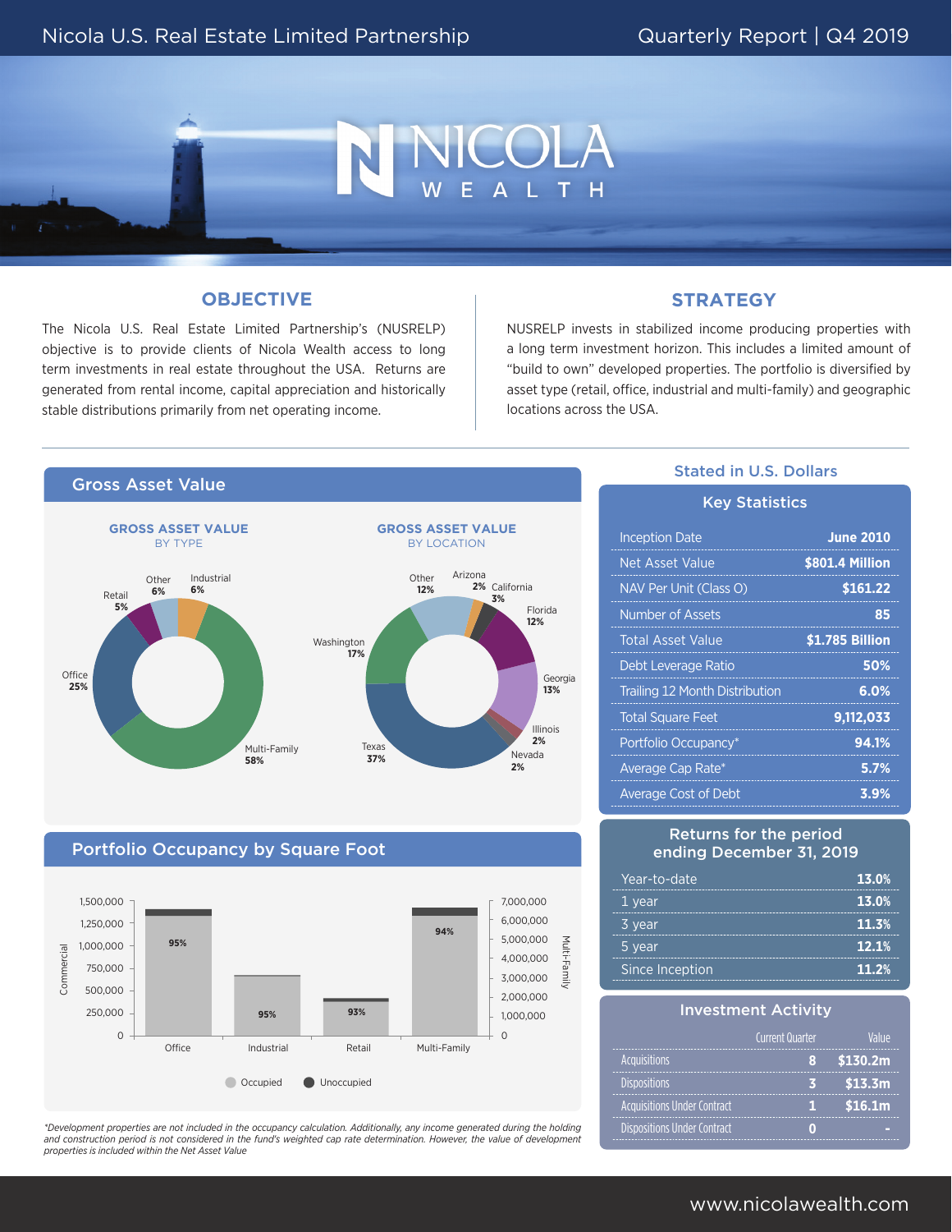# Nicola U.S. Real Estate Limited Partnership

Quarterly Report | Q4 2019

## OBJECTIVE

The Nicola U.S. Real Estate Limited Partnership's (NUSRELP) objective is to provide clients of Nicola Wealth access to long term investments in real estate throughout the USA. Returns are generated from rental income, capital appreciation and historically stable distributions primarily from net operating income.

## STRATEGY

NUSRELP invests in stabilized income producing properties with a long term investment horizon. This includes a limited amount of "build to own" developed properties. The portfolio is diversified by asset type (retail, office, industrial and multi-family) and geographic locations across the USA.

## Gross Asset Value

**GROSS ASSET VALUE BY TYPE**

| Type | % |
|---|---|
| Multi-Family | 58% |
| Office | 25% |
| Retail | 5% |
| Other | 6% |
| Industrial | 6% |

**GROSS ASSET VALUE BY LOCATION**

| Location | % |
|---|---|
| Texas | 37% |
| Washington | 17% |
| Other | 12% |
| Arizona | 2% |
| California | 3% |
| Florida | 12% |
| Georgia | 13% |
| Illinois | 2% |
| Nevada | 2% |

## Portfolio Occupancy by Square Foot

| | Office | Industrial | Retail | Multi-Family |
|---|---|---|---|---|
| Occupied | 95% | 95% | 93% | 94% |

*Development properties are not included in the occupancy calculation. Additionally, any income generated during the holding and construction period is not considered in the fund's weighted cap rate determination. However, the value of development properties is included within the Net Asset Value

## Stated in U.S. Dollars

### Key Statistics

| | |
|---|---|
| Inception Date | **June 2010** |
| Net Asset Value | **$801.4 Million** |
| NAV Per Unit (Class O) | **$161.22** |
| Number of Assets | **85** |
| Total Asset Value | **$1.785 Billion** |
| Debt Leverage Ratio | **50%** |
| Trailing 12 Month Distribution | **6.0%** |
| Total Square Feet | **9,112,033** |
| Portfolio Occupancy* | **94.1%** |
| Average Cap Rate* | **5.7%** |
| Average Cost of Debt | **3.9%** |

### Returns for the period ending December 31, 2019

| | |
|---|---|
| Year-to-date | **13.0%** |
| 1 year | **13.0%** |
| 3 year | **11.3%** |
| 5 year | **12.1%** |
| Since Inception | **11.2%** |

### Investment Activity

| | Current Quarter | Value |
|---|---|---|
| Acquisitions | 8 | $130.2m |
| Dispositions | 3 | $13.3m |
| Acquisitions Under Contract | 1 | $16.1m |
| Dispositions Under Contract | 0 | - |

www.nicolawealth.com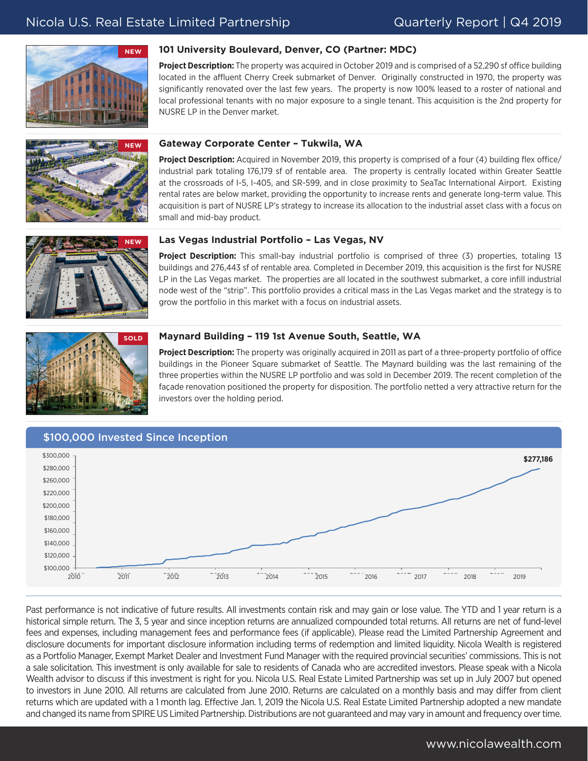### 101 University Boulevard, Denver, CO (Partner: MDC)

NEW

**Project Description:** The property was acquired in October 2019 and is comprised of a 52,290 sf office building located in the affluent Cherry Creek submarket of Denver. Originally constructed in 1970, the property was significantly renovated over the last few years. The property is now 100% leased to a roster of national and local professional tenants with no major exposure to a single tenant. This acquisition is the 2nd property for NUSRE LP in the Denver market.

### Gateway Corporate Center – Tukwila, WA

NEW

**Project Description:** Acquired in November 2019, this property is comprised of a four (4) building flex office/industrial park totaling 176,179 sf of rentable area. The property is centrally located within Greater Seattle at the crossroads of I-5, I-405, and SR-599, and in close proximity to SeaTac International Airport. Existing rental rates are below market, providing the opportunity to increase rents and generate long-term value. This acquisition is part of NUSRE LP's strategy to increase its allocation to the industrial asset class with a focus on small and mid-bay product.

### Las Vegas Industrial Portfolio – Las Vegas, NV

NEW

**Project Description:** This small-bay industrial portfolio is comprised of three (3) properties, totaling 13 buildings and 276,443 sf of rentable area. Completed in December 2019, this acquisition is the first for NUSRE LP in the Las Vegas market. The properties are all located in the southwest submarket, a core infill industrial node west of the "strip". This portfolio provides a critical mass in the Las Vegas market and the strategy is to grow the portfolio in this market with a focus on industrial assets.

### Maynard Building – 119 1st Avenue South, Seattle, WA

SOLD

**Project Description:** The property was originally acquired in 2011 as part of a three-property portfolio of office buildings in the Pioneer Square submarket of Seattle. The Maynard building was the last remaining of the three properties within the NUSRE LP portfolio and was sold in December 2019. The recent completion of the façade renovation positioned the property for disposition. The portfolio netted a very attractive return for the investors over the holding period.

## $100,000 Invested Since Inception

$300,000
$280,000
$260,000
$220,000
$200,000
$180,000
$160,000
$140,000
$120,000
$100,000

2010 2011 2012 2013 2014 2015 2016 2017 2018 2019

$277,186

Past performance is not indicative of future results. All investments contain risk and may gain or lose value. The YTD and 1 year return is a historical simple return. The 3, 5 year and since inception returns are annualized compounded total returns. All returns are net of fund-level fees and expenses, including management fees and performance fees (if applicable). Please read the Limited Partnership Agreement and disclosure documents for important disclosure information including terms of redemption and limited liquidity. Nicola Wealth is registered as a Portfolio Manager, Exempt Market Dealer and Investment Fund Manager with the required provincial securities' commissions. This is not a sale solicitation. This investment is only available for sale to residents of Canada who are accredited investors. Please speak with a Nicola Wealth advisor to discuss if this investment is right for you. Nicola U.S. Real Estate Limited Partnership was set up in July 2007 but opened to investors in June 2010. All returns are calculated from June 2010. Returns are calculated on a monthly basis and may differ from client returns which are updated with a 1 month lag. Effective Jan. 1, 2019 the Nicola U.S. Real Estate Limited Partnership adopted a new mandate and changed its name from SPIRE US Limited Partnership. Distributions are not guaranteed and may vary in amount and frequency over time.

www.nicolawealth.com